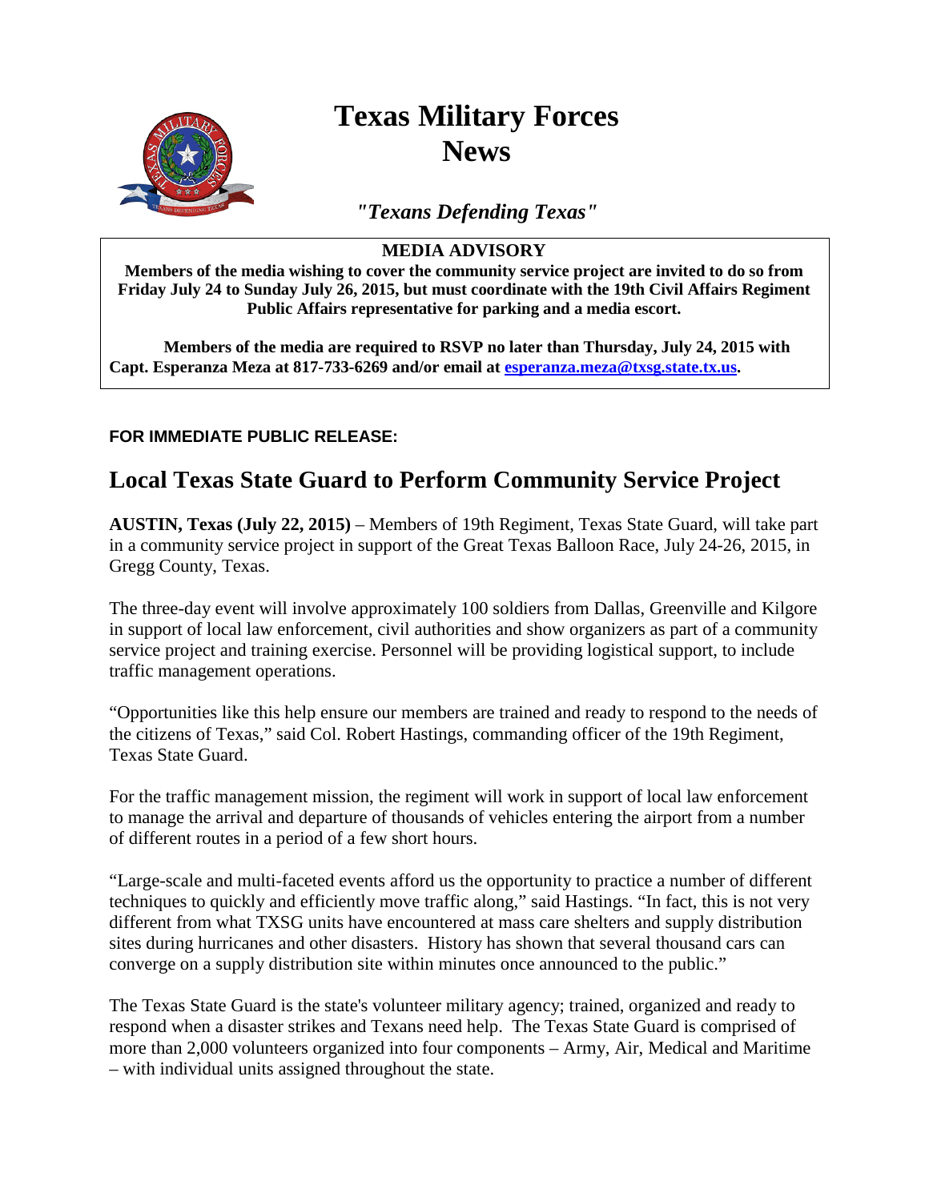# Texas Military Forces News

*"Texans Defending Texas"*

**MEDIA ADVISORY**

**Members of the media wishing to cover the community service project are invited to do so from Friday July 24 to Sunday July 26, 2015, but must coordinate with the 19th Civil Affairs Regiment Public Affairs representative for parking and a media escort.**

**Members of the media are required to RSVP no later than Thursday, July 24, 2015 with Capt. Esperanza Meza at 817-733-6269 and/or email at [esperanza.meza@txsg.state.tx.us](mailto:esperanza.meza@txsg.state.tx.us).**

**FOR IMMEDIATE PUBLIC RELEASE:**

## Local Texas State Guard to Perform Community Service Project

**AUSTIN, Texas (July 22, 2015)** – Members of 19th Regiment, Texas State Guard, will take part in a community service project in support of the Great Texas Balloon Race, July 24-26, 2015, in Gregg County, Texas.

The three-day event will involve approximately 100 soldiers from Dallas, Greenville and Kilgore in support of local law enforcement, civil authorities and show organizers as part of a community service project and training exercise. Personnel will be providing logistical support, to include traffic management operations.

"Opportunities like this help ensure our members are trained and ready to respond to the needs of the citizens of Texas," said Col. Robert Hastings, commanding officer of the 19th Regiment, Texas State Guard.

For the traffic management mission, the regiment will work in support of local law enforcement to manage the arrival and departure of thousands of vehicles entering the airport from a number of different routes in a period of a few short hours.

"Large-scale and multi-faceted events afford us the opportunity to practice a number of different techniques to quickly and efficiently move traffic along," said Hastings. "In fact, this is not very different from what TXSG units have encountered at mass care shelters and supply distribution sites during hurricanes and other disasters. History has shown that several thousand cars can converge on a supply distribution site within minutes once announced to the public."

The Texas State Guard is the state's volunteer military agency; trained, organized and ready to respond when a disaster strikes and Texans need help. The Texas State Guard is comprised of more than 2,000 volunteers organized into four components – Army, Air, Medical and Maritime – with individual units assigned throughout the state.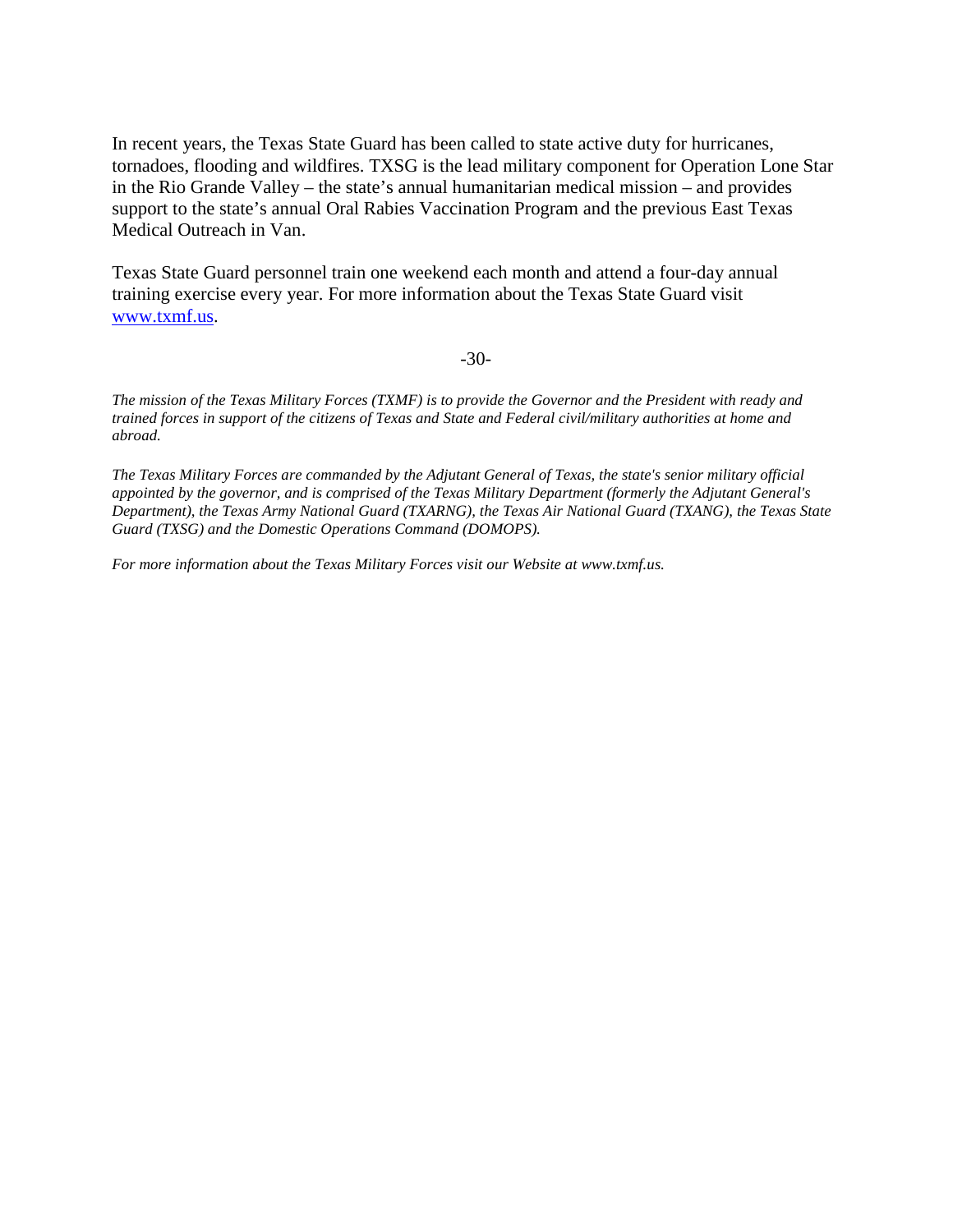In recent years, the Texas State Guard has been called to state active duty for hurricanes, tornadoes, flooding and wildfires. TXSG is the lead military component for Operation Lone Star in the Rio Grande Valley – the state's annual humanitarian medical mission – and provides support to the state's annual Oral Rabies Vaccination Program and the previous East Texas Medical Outreach in Van.

Texas State Guard personnel train one weekend each month and attend a four-day annual training exercise every year. For more information about the Texas State Guard visit [www.txmf.us](http://www.txmf.us).

-30-

*The mission of the Texas Military Forces (TXMF) is to provide the Governor and the President with ready and trained forces in support of the citizens of Texas and State and Federal civil/military authorities at home and abroad.*

*The Texas Military Forces are commanded by the Adjutant General of Texas, the state's senior military official appointed by the governor, and is comprised of the Texas Military Department (formerly the Adjutant General's Department), the Texas Army National Guard (TXARNG), the Texas Air National Guard (TXANG), the Texas State Guard (TXSG) and the Domestic Operations Command (DOMOPS).*

*For more information about the Texas Military Forces visit our Website at www.txmf.us.*